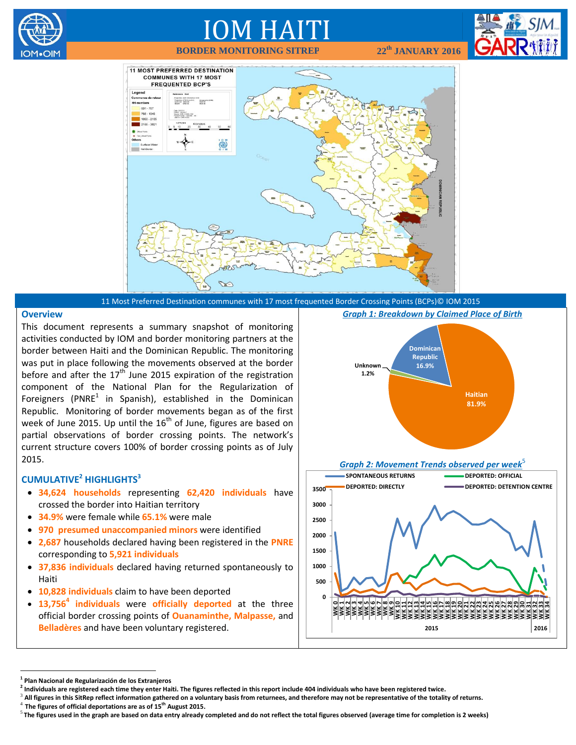# IOM HAITI

**BORDER MONITORING SITREP** **22th JANUARY 2016**

11 Most Preferred Destination communes with 17 most frequented Border Crossing Points (BCPs)© IOM 2015

## Overview

This document represents a summary snapshot of monitoring activities conducted by IOM and border monitoring partners at the border between Haiti and the Dominican Republic. The monitoring was put in place following the movements observed at the border before and after the 17th June 2015 expiration of the registration component of the National Plan for the Regularization of Foreigners (PNRE[1] in Spanish), established in the Dominican Republic. Monitoring of border movements began as of the first week of June 2015. Up until the 16th of June, figures are based on partial observations of border crossing points. The network's current structure covers 100% of border crossing points as of July 2015.

## CUMULATIVE[2] HIGHLIGHTS[3]

- **34,624 households** representing **62,420 individuals** have crossed the border into Haitian territory
- **34.9%** were female while **65.1%** were male
- **970 presumed unaccompanied minors** were identified
- **2,687** households declared having been registered in the **PNRE** corresponding to **5,921 individuals**
- **37,836 individuals** declared having returned spontaneously to Haiti
- **10,828 individuals** claim to have been deported
- **13,756[4] individuals** were **officially deported** at the three official border crossing points of **Ouanaminthe, Malpasse,** and **Belladères** and have been voluntary registered.

*Graph 1: Breakdown by Claimed Place of Birth*

*Graph 2: Movement Trends observed per week[5]*

---

[1] Plan Nacional de Regularización de los Extranjeros

[2] Individuals are registered each time they enter Haiti. The figures reflected in this report include 404 individuals who have been registered twice.

[3] All figures in this SitRep reflect information gathered on a voluntary basis from returnees, and therefore may not be representative of the totality of returns.

[4] The figures of official deportations are as of 15th August 2015.

[5] The figures used in the graph are based on data entry already completed and do not reflect the total figures observed (average time for completion is 2 weeks)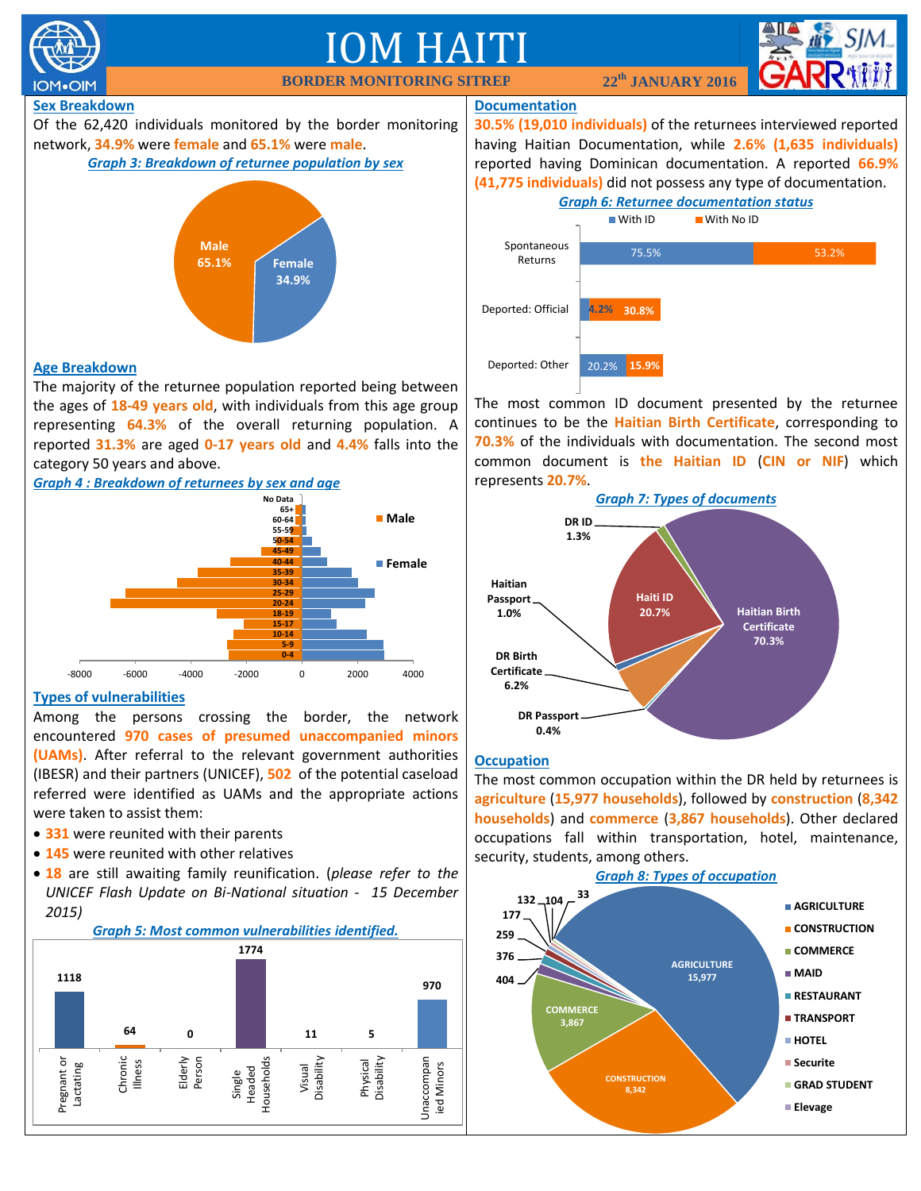# IOM HAITI

**BORDER MONITORING SITREP** — **22th JANUARY 2016**

## Sex Breakdown

Of the 62,420 individuals monitored by the border monitoring network, **34.9%** were **female** and **65.1%** were **male**.

***Graph 3: Breakdown of returnee population by sex***

Male 65.1%
Female 34.9%

## Age Breakdown

The majority of the returnee population reported being between the ages of **18-49 years old**, with individuals from this age group representing **64.3%** of the overall returning population. A reported **31.3%** are aged **0-17 years old** and **4.4%** falls into the category 50 years and above.

***Graph 4 : Breakdown of returnees by sex and age***

## Types of vulnerabilities

Among the persons crossing the border, the network encountered **970 cases of presumed unaccompanied minors (UAMs)**. After referral to the relevant government authorities (IBESR) and their partners (UNICEF), **502** of the potential caseload referred were identified as UAMs and the appropriate actions were taken to assist them:

- **331** were reunited with their parents
- **145** were reunited with other relatives
- **18** are still awaiting family reunification. (*please refer to the UNICEF Flash Update on Bi-National situation - 15 December 2015)*

***Graph 5: Most common vulnerabilities identified.***

| Vulnerability | Cases |
|---|---|
| Pregnant or Lactating | 1118 |
| Chronic Illness | 64 |
| Elderly Person | 0 |
| Single Headed Households | 1774 |
| Visual Disability | 11 |
| Physical Disability | 5 |
| Unaccompanied Minors | 970 |

## Documentation

**30.5% (19,010 individuals)** of the returnees interviewed reported having Haitian Documentation, while **2.6% (1,635 individuals)** reported having Dominican documentation. A reported **66.9% (41,775 individuals)** did not possess any type of documentation.

***Graph 6: Returnee documentation status***

| | With ID | With No ID |
|---|---|---|
| Spontaneous Returns | 75.5% | 53.2% |
| Deported: Official | 4.2% | 30.8% |
| Deported: Other | 20.2% | 15.9% |

The most common ID document presented by the returnee continues to be the **Haitian Birth Certificate**, corresponding to **70.3%** of the individuals with documentation. The second most common document is **the Haitian ID** (**CIN or NIF**) which represents **20.7%**.

***Graph 7: Types of documents***

| Document | Share |
|---|---|
| Haitian Birth Certificate | 70.3% |
| Haiti ID | 20.7% |
| DR Birth Certificate | 6.2% |
| DR ID | 1.3% |
| Haitian Passport | 1.0% |
| DR Passport | 0.4% |

## Occupation

The most common occupation within the DR held by returnees is **agriculture** (**15,977 households**), followed by **construction** (**8,342 households**) and **commerce** (**3,867 households**). Other declared occupations fall within transportation, hotel, maintenance, security, students, among others.

***Graph 8: Types of occupation***

| Occupation | Households |
|---|---|
| AGRICULTURE | 15,977 |
| CONSTRUCTION | 8,342 |
| COMMERCE | 3,867 |
| MAID | 404 |
| RESTAURANT | 376 |
| TRANSPORT | 259 |
| HOTEL | 177 |
| Securite | 132 |
| GRAD STUDENT | 104 |
| Elevage | 33 |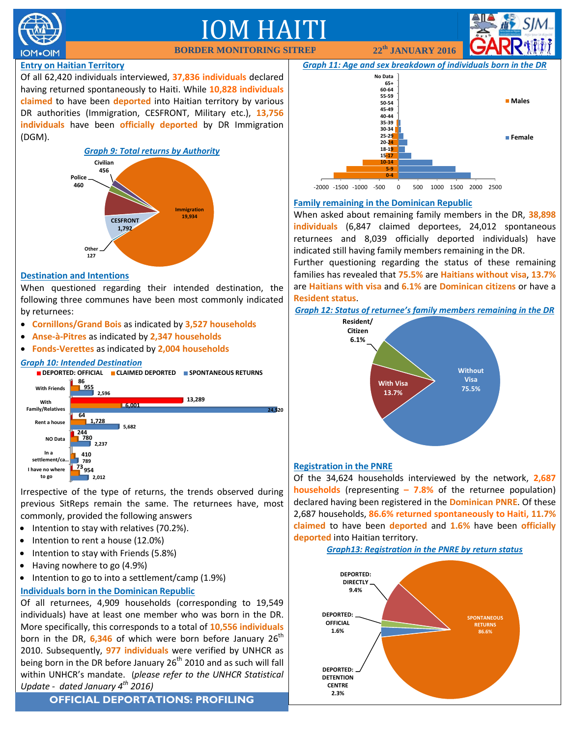# IOM HAITI

**BORDER MONITORING SITREP** — **22th JANUARY 2016**

## Entry on Haitian Territory

Of all 62,420 individuals interviewed, **37,836 individuals** declared having returned spontaneously to Haiti. While **10,828 individuals claimed** to have been **deported** into Haitian territory by various DR authorities (Immigration, CESFRONT, Military etc.), **13,756 individuals** have been **officially deported** by DR Immigration (DGM).

*Graph 9: Total returns by Authority*

| Authority | Returns |
|---|---|
| Immigration | 19,934 |
| CESFRONT | 1,792 |
| Police | 460 |
| Civilian | 456 |
| Other | 127 |

## Destination and Intentions

When questioned regarding their intended destination, the following three communes have been most commonly indicated by returnees:

- **Cornillons/Grand Bois** as indicated by **3,527 households**
- **Anse-à-Pitres** as indicated by **2,347 households**
- **Fonds-Verettes** as indicated by **2,004 households**

*Graph 10: Intended Destination*

| | DEPORTED: OFFICIAL | CLAIMED DEPORTED | SPONTANEOUS RETURNS |
|---|---|---|---|
| With Friends | 86 | 955 | 2,596 |
| With Family/Relatives | 13,289 | 6,001 | 24,520 |
| Rent a house | 64 | 1,728 | 5,682 |
| NO Data | 244 | 780 | 2,237 |
| In a settlement/ca... | | 410 | 789 |
| I have no where to go | 73 | 954 | 2,012 |

Irrespective of the type of returns, the trends observed during previous SitReps remain the same. The returnees have, most commonly, provided the following answers

- Intention to stay with relatives (70.2%).
- Intention to rent a house (12.0%)
- Intention to stay with Friends (5.8%)
- Having nowhere to go (4.9%)
- Intention to go to into a settlement/camp (1.9%)

## Individuals born in the Dominican Republic

Of all returnees, 4,909 households (corresponding to 19,549 individuals) have at least one member who was born in the DR. More specifically, this corresponds to a total of **10,556 individuals** born in the DR, **6,346** of which were born before January 26th 2010. Subsequently, **977 individuals** were verified by UNHCR as being born in the DR before January 26th 2010 and as such will fall within UNHCR's mandate. (*please refer to the UNHCR Statistical Update - dated January 4th 2016)*

*Graph 11: Age and sex breakdown of individuals born in the DR*

(Population pyramid by age group — No Data, 65+, 60-64, 55-59, 50-54, 45-49, 40-44, 35-39, 30-34, 25-29, 20-24, 18-19, 15-17, 10-14, 5-9, 0-4 — Males and Female; axis -2000 to 2500)

## Family remaining in the Dominican Republic

When asked about remaining family members in the DR, **38,898 individuals** (6,847 claimed deportees, 24,012 spontaneous returnees and 8,039 officially deported individuals) have indicated still having family members remaining in the DR.

Further questioning regarding the status of these remaining families has revealed that **75.5%** are **Haitians without visa**, **13.7%** are **Haitians with visa** and **6.1%** are **Dominican citizens** or have a **Resident status**.

*Graph 12: Status of returnee's family members remaining in the DR*

| Status | % |
|---|---|
| Without Visa | 75.5% |
| With Visa | 13.7% |
| Resident/Citizen | 6.1% |

## Registration in the PNRE

Of the 34,624 households interviewed by the network, **2,687 households** (representing **– 7.8%** of the returnee population) declared having been registered in the **Dominican PNRE**. Of these 2,687 households, **86.6% returned spontaneously to Haiti, 11.7% claimed** to have been **deported** and **1.6%** have been **officially deported** into Haitian territory.

*Graph13: Registration in the PNRE by return status*

| Return status | % |
|---|---|
| SPONTANEOUS RETURNS | 86.6% |
| DEPORTED: DIRECTLY | 9.4% |
| DEPORTED: DETENTION CENTRE | 2.3% |
| DEPORTED: OFFICIAL | 1.6% |

**OFFICIAL DEPORTATIONS: PROFILING**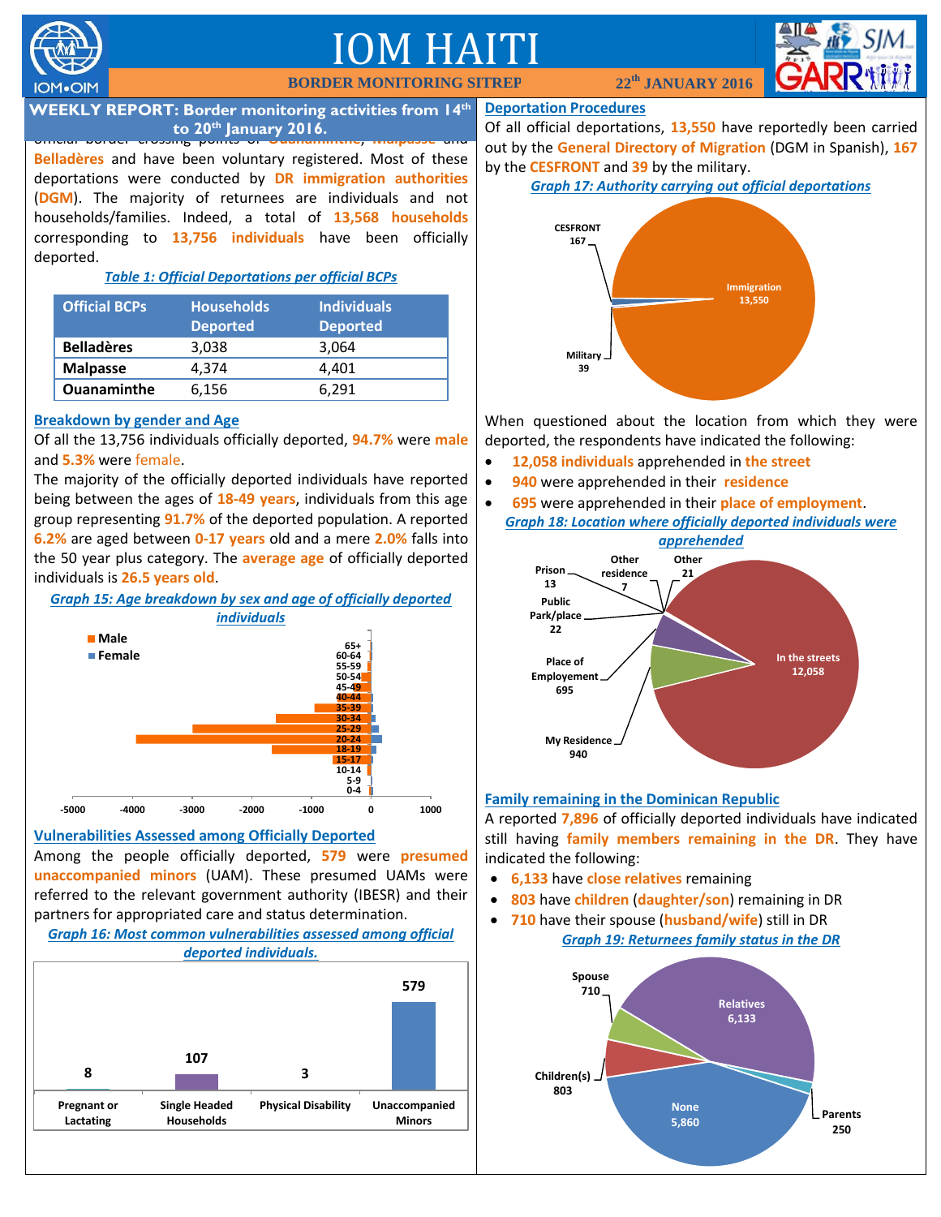# IOM HAITI

**BORDER MONITORING SITREP** — **22th JANUARY 2016**

## WEEKLY REPORT: Border monitoring activities from 14th to 20th January 2016.

official border crossing points of Ouanaminthe, Malpasse and Belladères and have been voluntary registered. Most of these deportations were conducted by DR immigration authorities (DGM). The majority of returnees are individuals and not households/families. Indeed, a total of 13,568 households corresponding to 13,756 individuals have been officially deported.

*Table 1: Official Deportations per official BCPs*

| Official BCPs | Households Deported | Individuals Deported |
|---|---|---|
| **Belladères** | 3,038 | 3,064 |
| **Malpasse** | 4,374 | 4,401 |
| **Ouanaminthe** | 6,156 | 6,291 |

### Breakdown by gender and Age

Of all the 13,756 individuals officially deported, **94.7%** were **male** and **5.3%** were female.

The majority of the officially deported individuals have reported being between the ages of **18-49 years**, individuals from this age group representing **91.7%** of the deported population. A reported **6.2%** are aged between **0-17 years** old and a mere **2.0%** falls into the 50 year plus category. The **average age** of officially deported individuals is **26.5 years old**.

*Graph 15: Age breakdown by sex and age of officially deported individuals*

### Vulnerabilities Assessed among Officially Deported

Among the people officially deported, **579** were **presumed unaccompanied minors** (UAM). These presumed UAMs were referred to the relevant government authority (IBESR) and their partners for appropriated care and status determination.

*Graph 16: Most common vulnerabilities assessed among official deported individuals.*

| Pregnant or Lactating | Single Headed Households | Physical Disability | Unaccompanied Minors |
|---|---|---|---|
| 8 | 107 | 3 | 579 |

### Deportation Procedures

Of all official deportations, **13,550** have reportedly been carried out by the **General Directory of Migration** (DGM in Spanish), **167** by the **CESFRONT** and **39** by the military.

*Graph 17: Authority carrying out official deportations*

(Immigration 13,550; CESFRONT 167; Military 39)

When questioned about the location from which they were deported, the respondents have indicated the following:

- **12,058 individuals** apprehended in **the street**
- **940** were apprehended in their **residence**
- **695** were apprehended in their **place of employment**.

*Graph 18: Location where officially deported individuals were apprehended*

(In the streets 12,058; My Residence 940; Place of Employement 695; Public Park/place 22; Prison 13; Other residence 7; Other 21)

### Family remaining in the Dominican Republic

A reported **7,896** of officially deported individuals have indicated still having **family members remaining in the DR**. They have indicated the following:

- **6,133** have **close relatives** remaining
- **803** have **children** (**daughter/son**) remaining in DR
- **710** have their spouse (**husband/wife**) still in DR

*Graph 19: Returnees family status in the DR*

(Relatives 6,133; None 5,860; Children(s) 803; Spouse 710; Parents 250)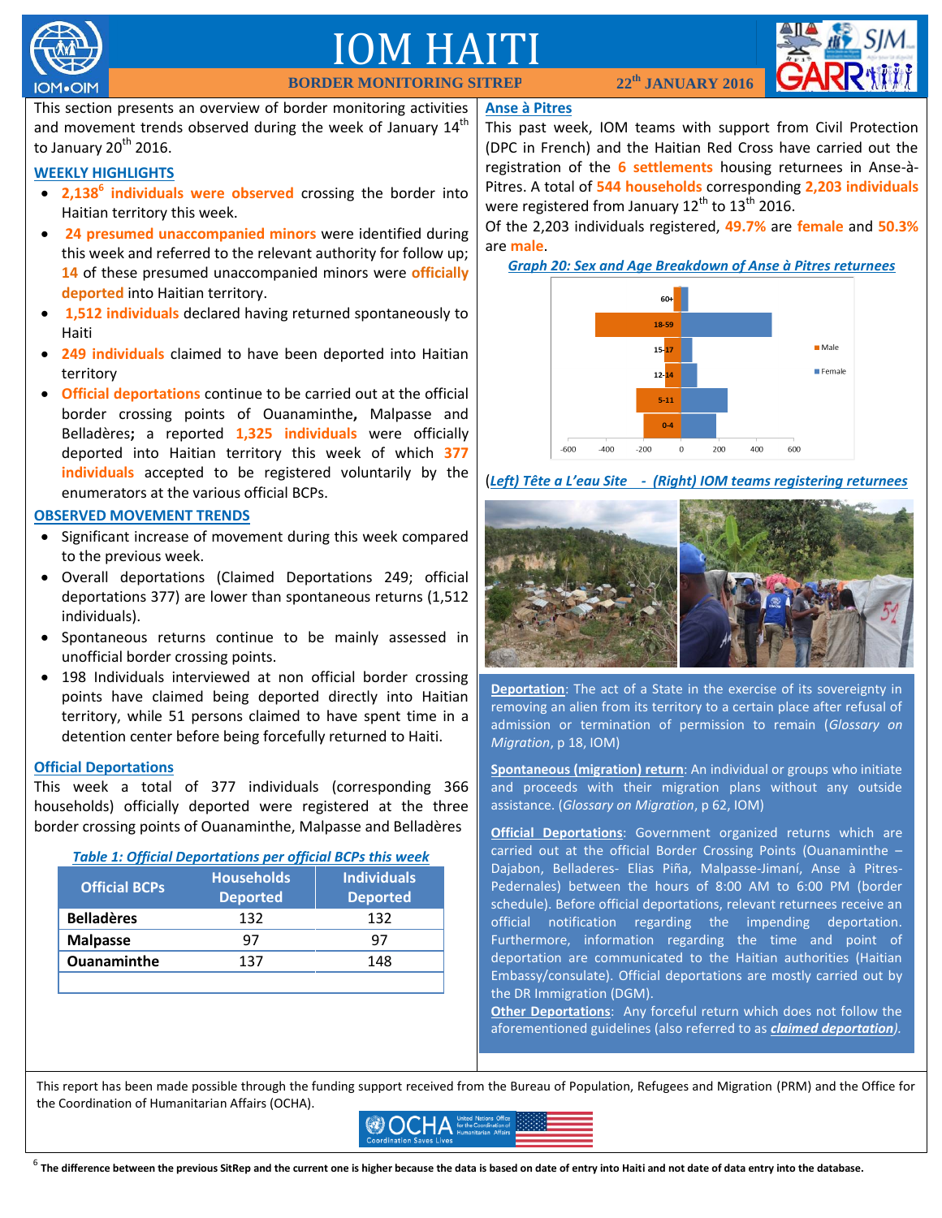# IOM HAITI

**BORDER MONITORING SITREP** **22th JANUARY 2016**

This section presents an overview of border monitoring activities and movement trends observed during the week of January 14th to January 20th 2016.

## WEEKLY HIGHLIGHTS

- **2,138[6] individuals were observed** crossing the border into Haitian territory this week.
- **24 presumed unaccompanied minors** were identified during this week and referred to the relevant authority for follow up; **14** of these presumed unaccompanied minors were **officially deported** into Haitian territory.
- **1,512 individuals** declared having returned spontaneously to Haiti
- **249 individuals** claimed to have been deported into Haitian territory
- **Official deportations** continue to be carried out at the official border crossing points of Ouanaminthe**,** Malpasse and Belladères**;** a reported **1,325 individuals** were officially deported into Haitian territory this week of which **377 individuals** accepted to be registered voluntarily by the enumerators at the various official BCPs.

## OBSERVED MOVEMENT TRENDS

- Significant increase of movement during this week compared to the previous week.
- Overall deportations (Claimed Deportations 249; official deportations 377) are lower than spontaneous returns (1,512 individuals).
- Spontaneous returns continue to be mainly assessed in unofficial border crossing points.
- 198 Individuals interviewed at non official border crossing points have claimed being deported directly into Haitian territory, while 51 persons claimed to have spent time in a detention center before being forcefully returned to Haiti.

## Official Deportations

This week a total of 377 individuals (corresponding 366 households) officially deported were registered at the three border crossing points of Ouanaminthe, Malpasse and Belladères

*Table 1: Official Deportations per official BCPs this week*

| Official BCPs | Households Deported | Individuals Deported |
|---|---|---|
| **Belladères** | 132 | 132 |
| **Malpasse** | 97 | 97 |
| **Ouanaminthe** | 137 | 148 |
| | | |

## Anse à Pitres

This past week, IOM teams with support from Civil Protection (DPC in French) and the Haitian Red Cross have carried out the registration of the **6 settlements** housing returnees in Anse-à-Pitres. A total of **544 households** corresponding **2,203 individuals** were registered from January 12th to 13th 2016.

Of the 2,203 individuals registered, **49.7%** are **female** and **50.3%** are **male**.

*Graph 20: Sex and Age Breakdown of Anse à Pitres returnees*

60+
18-59
15-17
12-14
5-11
0-4
-600 -400 -200 0 200 400 600
Male
Female

(*Left) Tête a L'eau Site - (Right) IOM teams registering returnees*

**Deportation**: The act of a State in the exercise of its sovereignty in removing an alien from its territory to a certain place after refusal of admission or termination of permission to remain (*Glossary on Migration*, p 18, IOM)

**Spontaneous (migration) return**: An individual or groups who initiate and proceeds with their migration plans without any outside assistance. (*Glossary on Migration*, p 62, IOM)

**Official Deportations**: Government organized returns which are carried out at the official Border Crossing Points (Ouanaminthe – Dajabon, Belladeres- Elias Piña, Malpasse-Jimaní, Anse à Pitres-Pedernales) between the hours of 8:00 AM to 6:00 PM (border schedule). Before official deportations, relevant returnees receive an official notification regarding the impending deportation. Furthermore, information regarding the time and point of deportation are communicated to the Haitian authorities (Haitian Embassy/consulate). Official deportations are mostly carried out by the DR Immigration (DGM).

**Other Deportations**: Any forceful return which does not follow the aforementioned guidelines (also referred to as ***claimed deportation***).

This report has been made possible through the funding support received from the Bureau of Population, Refugees and Migration (PRM) and the Office for the Coordination of Humanitarian Affairs (OCHA).

[6] **The difference between the previous SitRep and the current one is higher because the data is based on date of entry into Haiti and not date of data entry into the database.**